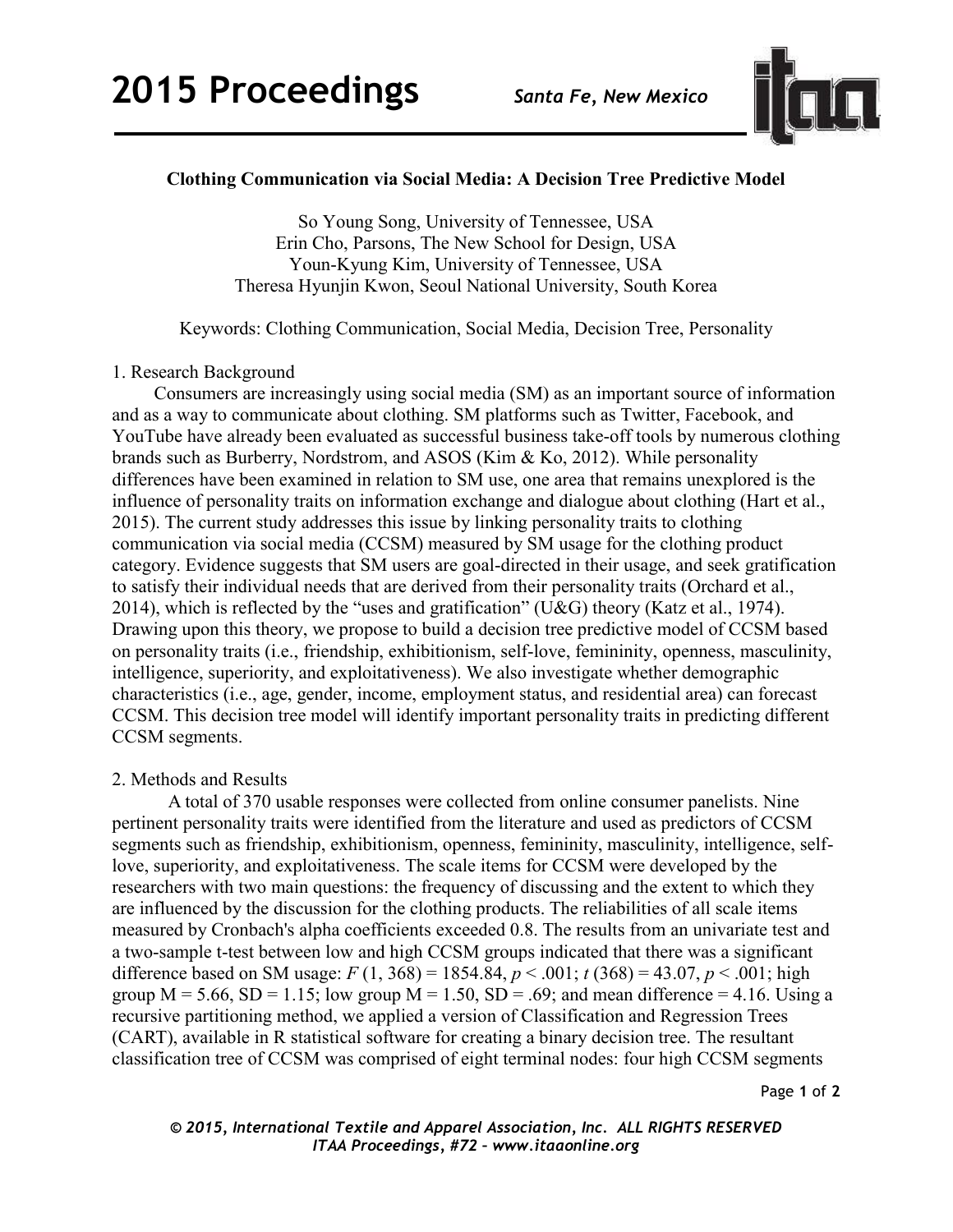# Clothing Communication via Social Media: A Decision Tree Predictive Model

So Young Song, University of Tennessee, USA
Erin Cho, Parsons, The New School for Design, USA
Youn-Kyung Kim, University of Tennessee, USA
Theresa Hyunjin Kwon, Seoul National University, South Korea

Keywords: Clothing Communication, Social Media, Decision Tree, Personality

## 1. Research Background

Consumers are increasingly using social media (SM) as an important source of information and as a way to communicate about clothing. SM platforms such as Twitter, Facebook, and YouTube have already been evaluated as successful business take-off tools by numerous clothing brands such as Burberry, Nordstrom, and ASOS (Kim & Ko, 2012). While personality differences have been examined in relation to SM use, one area that remains unexplored is the influence of personality traits on information exchange and dialogue about clothing (Hart et al., 2015). The current study addresses this issue by linking personality traits to clothing communication via social media (CCSM) measured by SM usage for the clothing product category. Evidence suggests that SM users are goal-directed in their usage, and seek gratification to satisfy their individual needs that are derived from their personality traits (Orchard et al., 2014), which is reflected by the "uses and gratification" (U&G) theory (Katz et al., 1974). Drawing upon this theory, we propose to build a decision tree predictive model of CCSM based on personality traits (i.e., friendship, exhibitionism, self-love, femininity, openness, masculinity, intelligence, superiority, and exploitativeness). We also investigate whether demographic characteristics (i.e., age, gender, income, employment status, and residential area) can forecast CCSM. This decision tree model will identify important personality traits in predicting different CCSM segments.

## 2. Methods and Results

A total of 370 usable responses were collected from online consumer panelists. Nine pertinent personality traits were identified from the literature and used as predictors of CCSM segments such as friendship, exhibitionism, openness, femininity, masculinity, intelligence, self-love, superiority, and exploitativeness. The scale items for CCSM were developed by the researchers with two main questions: the frequency of discussing and the extent to which they are influenced by the discussion for the clothing products. The reliabilities of all scale items measured by Cronbach's alpha coefficients exceeded 0.8. The results from an univariate test and a two-sample t-test between low and high CCSM groups indicated that there was a significant difference based on SM usage: $F(1, 368) = 1854.84$, $p < .001$; $t(368) = 43.07$, $p < .001$; high group $M = 5.66$, $SD = 1.15$; low group $M = 1.50$, $SD = .69$; and mean difference = 4.16. Using a recursive partitioning method, we applied a version of Classification and Regression Trees (CART), available in R statistical software for creating a binary decision tree. The resultant classification tree of CCSM was comprised of eight terminal nodes: four high CCSM segments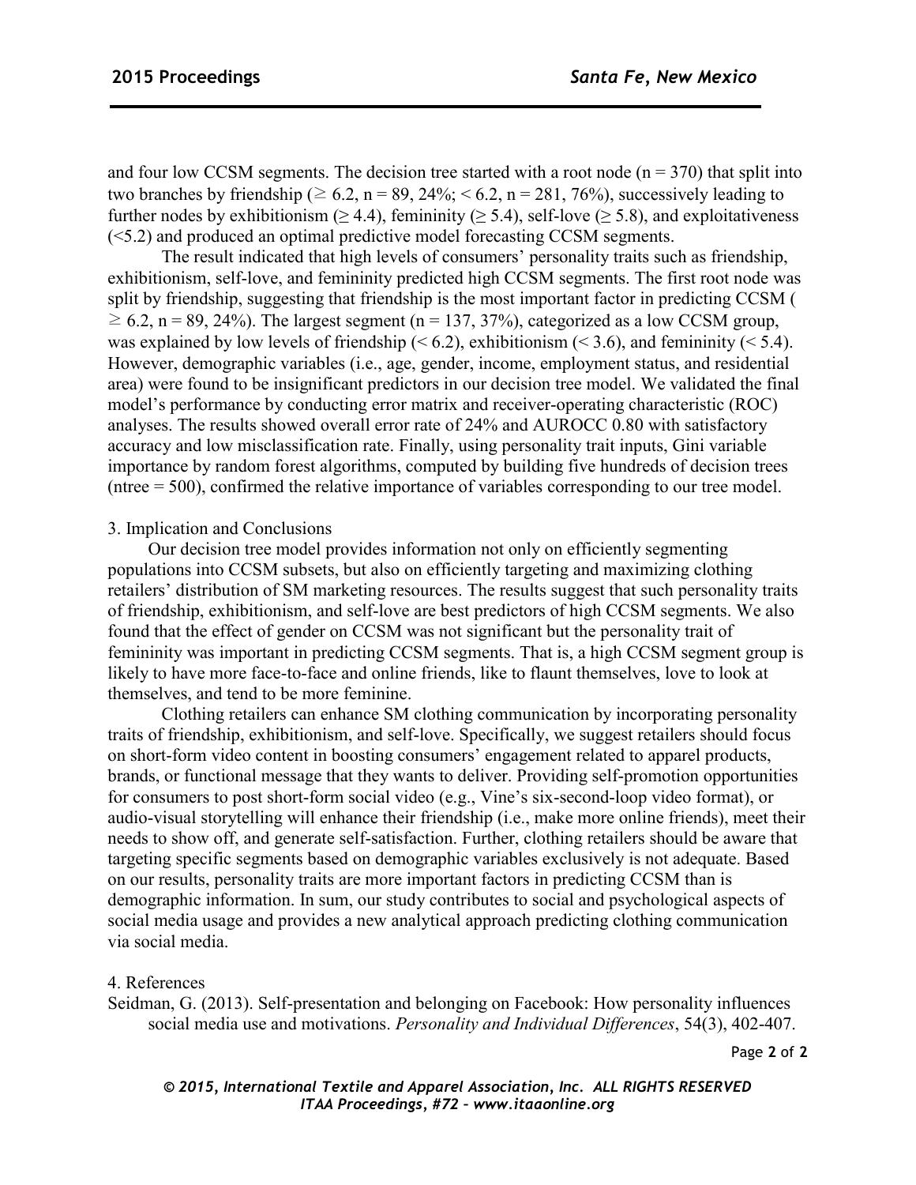and four low CCSM segments. The decision tree started with a root node ($n = 370$) that split into two branches by friendship ($\geq 6.2$, $n = 89$, 24%; $< 6.2$, $n = 281$, 76%), successively leading to further nodes by exhibitionism ($\geq 4.4$), femininity ($\geq 5.4$), self-love ($\geq 5.8$), and exploitativeness ($<5.2$) and produced an optimal predictive model forecasting CCSM segments.

The result indicated that high levels of consumers' personality traits such as friendship, exhibitionism, self-love, and femininity predicted high CCSM segments. The first root node was split by friendship, suggesting that friendship is the most important factor in predicting CCSM ( $\geq 6.2$, $n = 89$, 24%). The largest segment ($n = 137$, 37%), categorized as a low CCSM group, was explained by low levels of friendship ($< 6.2$), exhibitionism ($< 3.6$), and femininity ($< 5.4$). However, demographic variables (i.e., age, gender, income, employment status, and residential area) were found to be insignificant predictors in our decision tree model. We validated the final model's performance by conducting error matrix and receiver-operating characteristic (ROC) analyses. The results showed overall error rate of 24% and AUROCC 0.80 with satisfactory accuracy and low misclassification rate. Finally, using personality trait inputs, Gini variable importance by random forest algorithms, computed by building five hundreds of decision trees (ntree = 500), confirmed the relative importance of variables corresponding to our tree model.

3. Implication and Conclusions

Our decision tree model provides information not only on efficiently segmenting populations into CCSM subsets, but also on efficiently targeting and maximizing clothing retailers' distribution of SM marketing resources. The results suggest that such personality traits of friendship, exhibitionism, and self-love are best predictors of high CCSM segments. We also found that the effect of gender on CCSM was not significant but the personality trait of femininity was important in predicting CCSM segments. That is, a high CCSM segment group is likely to have more face-to-face and online friends, like to flaunt themselves, love to look at themselves, and tend to be more feminine.

Clothing retailers can enhance SM clothing communication by incorporating personality traits of friendship, exhibitionism, and self-love. Specifically, we suggest retailers should focus on short-form video content in boosting consumers' engagement related to apparel products, brands, or functional message that they wants to deliver. Providing self-promotion opportunities for consumers to post short-form social video (e.g., Vine's six-second-loop video format), or audio-visual storytelling will enhance their friendship (i.e., make more online friends), meet their needs to show off, and generate self-satisfaction. Further, clothing retailers should be aware that targeting specific segments based on demographic variables exclusively is not adequate. Based on our results, personality traits are more important factors in predicting CCSM than is demographic information. In sum, our study contributes to social and psychological aspects of social media usage and provides a new analytical approach predicting clothing communication via social media.

4. References

Seidman, G. (2013). Self-presentation and belonging on Facebook: How personality influences social media use and motivations. *Personality and Individual Differences*, 54(3), 402-407.